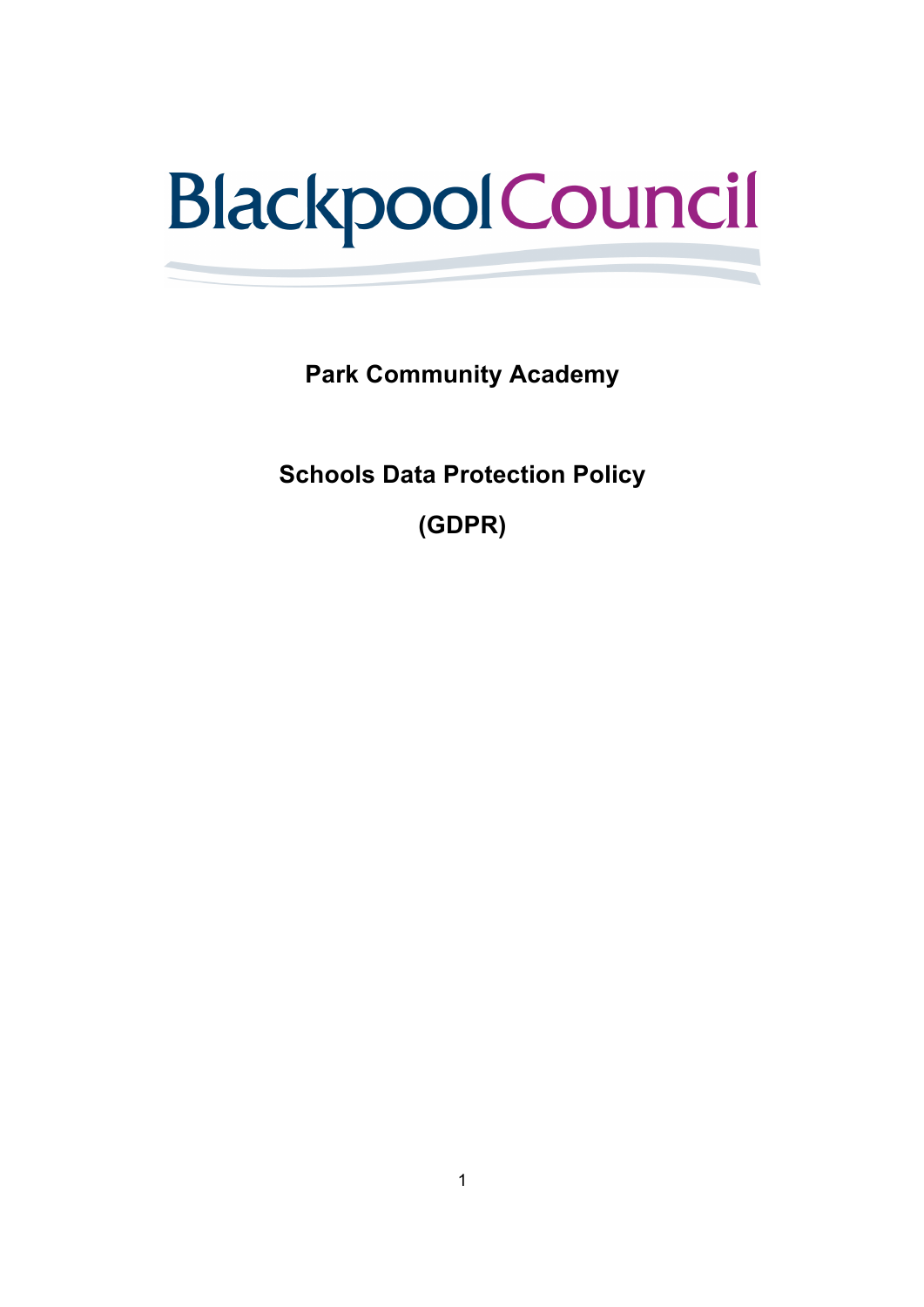Blackpool Council

# Park Community Academy

# Schools Data Protection Policy

# (GDPR)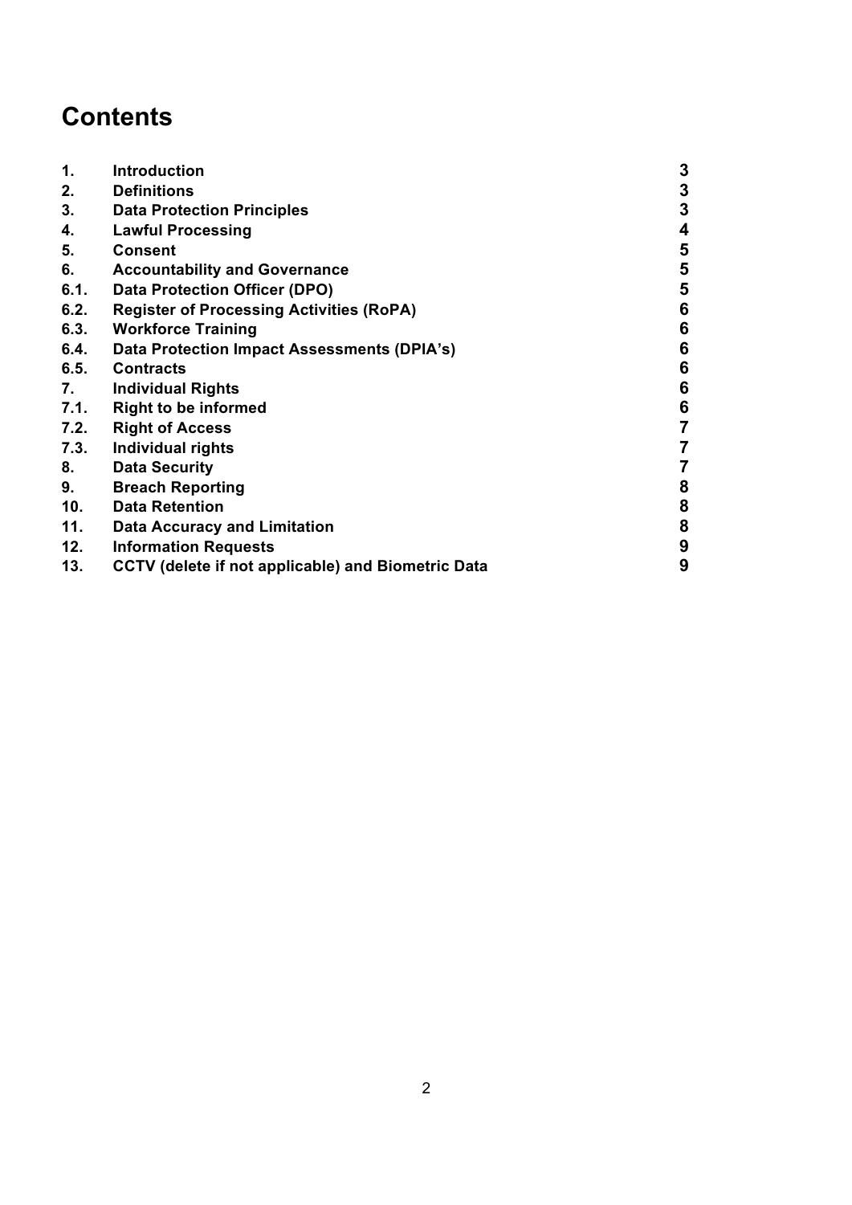# Contents

| | | |
|---|---|---|
| **1.** | **Introduction** | **3** |
| **2.** | **Definitions** | **3** |
| **3.** | **Data Protection Principles** | **3** |
| **4.** | **Lawful Processing** | **4** |
| **5.** | **Consent** | **5** |
| **6.** | **Accountability and Governance** | **5** |
| **6.1.** | **Data Protection Officer (DPO)** | **5** |
| **6.2.** | **Register of Processing Activities (RoPA)** | **6** |
| **6.3.** | **Workforce Training** | **6** |
| **6.4.** | **Data Protection Impact Assessments (DPIA's)** | **6** |
| **6.5.** | **Contracts** | **6** |
| **7.** | **Individual Rights** | **6** |
| **7.1.** | **Right to be informed** | **6** |
| **7.2.** | **Right of Access** | **7** |
| **7.3.** | **Individual rights** | **7** |
| **8.** | **Data Security** | **7** |
| **9.** | **Breach Reporting** | **8** |
| **10.** | **Data Retention** | **8** |
| **11.** | **Data Accuracy and Limitation** | **8** |
| **12.** | **Information Requests** | **9** |
| **13.** | **CCTV (delete if not applicable) and Biometric Data** | **9** |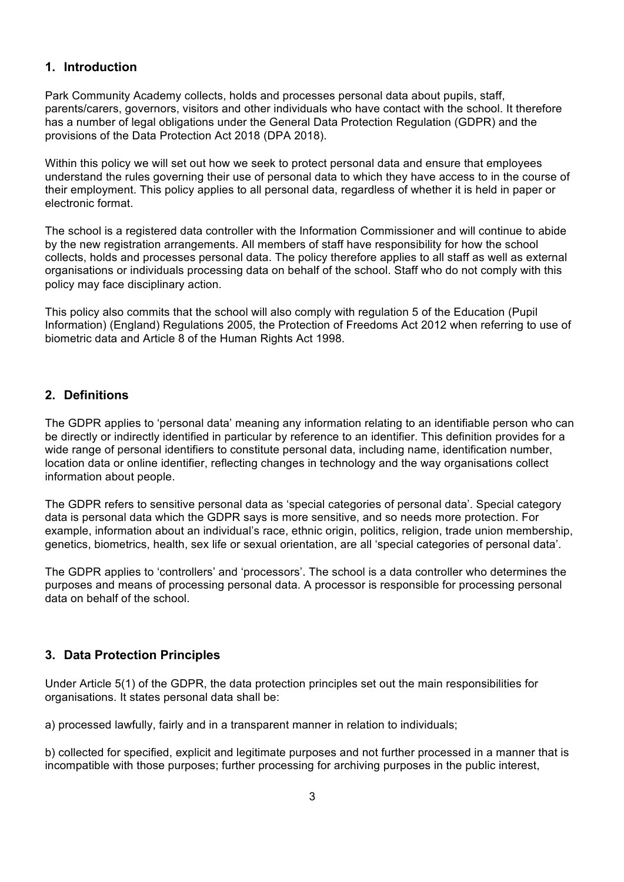## 1. Introduction

Park Community Academy collects, holds and processes personal data about pupils, staff, parents/carers, governors, visitors and other individuals who have contact with the school. It therefore has a number of legal obligations under the General Data Protection Regulation (GDPR) and the provisions of the Data Protection Act 2018 (DPA 2018).

Within this policy we will set out how we seek to protect personal data and ensure that employees understand the rules governing their use of personal data to which they have access to in the course of their employment. This policy applies to all personal data, regardless of whether it is held in paper or electronic format.

The school is a registered data controller with the Information Commissioner and will continue to abide by the new registration arrangements. All members of staff have responsibility for how the school collects, holds and processes personal data. The policy therefore applies to all staff as well as external organisations or individuals processing data on behalf of the school. Staff who do not comply with this policy may face disciplinary action.

This policy also commits that the school will also comply with regulation 5 of the Education (Pupil Information) (England) Regulations 2005, the Protection of Freedoms Act 2012 when referring to use of biometric data and Article 8 of the Human Rights Act 1998.

## 2. Definitions

The GDPR applies to 'personal data' meaning any information relating to an identifiable person who can be directly or indirectly identified in particular by reference to an identifier. This definition provides for a wide range of personal identifiers to constitute personal data, including name, identification number, location data or online identifier, reflecting changes in technology and the way organisations collect information about people.

The GDPR refers to sensitive personal data as 'special categories of personal data'. Special category data is personal data which the GDPR says is more sensitive, and so needs more protection. For example, information about an individual's race, ethnic origin, politics, religion, trade union membership, genetics, biometrics, health, sex life or sexual orientation, are all 'special categories of personal data'.

The GDPR applies to 'controllers' and 'processors'. The school is a data controller who determines the purposes and means of processing personal data. A processor is responsible for processing personal data on behalf of the school.

## 3. Data Protection Principles

Under Article 5(1) of the GDPR, the data protection principles set out the main responsibilities for organisations. It states personal data shall be:

a) processed lawfully, fairly and in a transparent manner in relation to individuals;

b) collected for specified, explicit and legitimate purposes and not further processed in a manner that is incompatible with those purposes; further processing for archiving purposes in the public interest,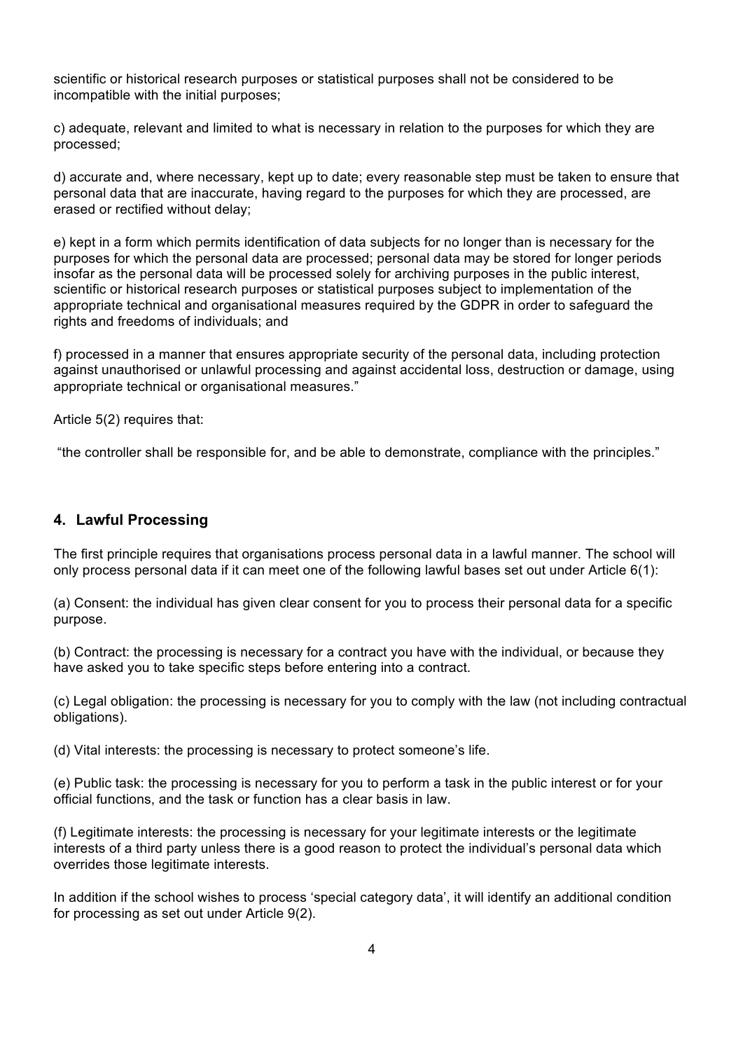scientific or historical research purposes or statistical purposes shall not be considered to be incompatible with the initial purposes;

c) adequate, relevant and limited to what is necessary in relation to the purposes for which they are processed;

d) accurate and, where necessary, kept up to date; every reasonable step must be taken to ensure that personal data that are inaccurate, having regard to the purposes for which they are processed, are erased or rectified without delay;

e) kept in a form which permits identification of data subjects for no longer than is necessary for the purposes for which the personal data are processed; personal data may be stored for longer periods insofar as the personal data will be processed solely for archiving purposes in the public interest, scientific or historical research purposes or statistical purposes subject to implementation of the appropriate technical and organisational measures required by the GDPR in order to safeguard the rights and freedoms of individuals; and

f) processed in a manner that ensures appropriate security of the personal data, including protection against unauthorised or unlawful processing and against accidental loss, destruction or damage, using appropriate technical or organisational measures."

Article 5(2) requires that:

"the controller shall be responsible for, and be able to demonstrate, compliance with the principles."

## 4. Lawful Processing

The first principle requires that organisations process personal data in a lawful manner. The school will only process personal data if it can meet one of the following lawful bases set out under Article 6(1):

(a) Consent: the individual has given clear consent for you to process their personal data for a specific purpose.

(b) Contract: the processing is necessary for a contract you have with the individual, or because they have asked you to take specific steps before entering into a contract.

(c) Legal obligation: the processing is necessary for you to comply with the law (not including contractual obligations).

(d) Vital interests: the processing is necessary to protect someone's life.

(e) Public task: the processing is necessary for you to perform a task in the public interest or for your official functions, and the task or function has a clear basis in law.

(f) Legitimate interests: the processing is necessary for your legitimate interests or the legitimate interests of a third party unless there is a good reason to protect the individual's personal data which overrides those legitimate interests.

In addition if the school wishes to process 'special category data', it will identify an additional condition for processing as set out under Article 9(2).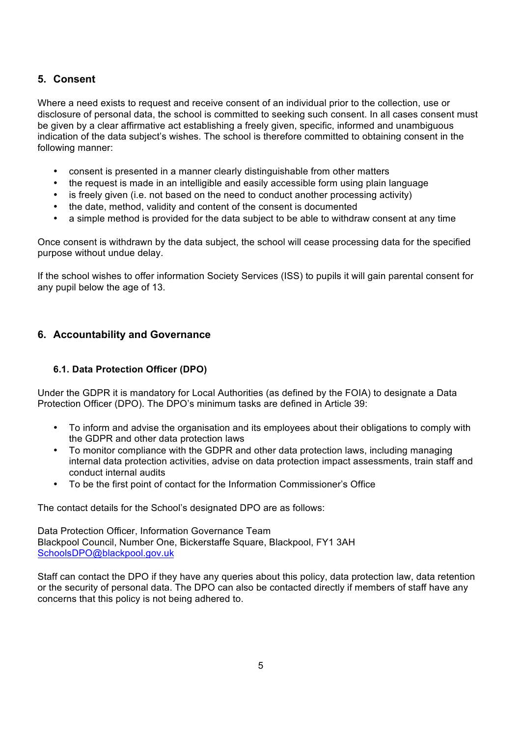## 5. Consent

Where a need exists to request and receive consent of an individual prior to the collection, use or disclosure of personal data, the school is committed to seeking such consent. In all cases consent must be given by a clear affirmative act establishing a freely given, specific, informed and unambiguous indication of the data subject's wishes. The school is therefore committed to obtaining consent in the following manner:

- consent is presented in a manner clearly distinguishable from other matters
- the request is made in an intelligible and easily accessible form using plain language
- is freely given (i.e. not based on the need to conduct another processing activity)
- the date, method, validity and content of the consent is documented
- a simple method is provided for the data subject to be able to withdraw consent at any time

Once consent is withdrawn by the data subject, the school will cease processing data for the specified purpose without undue delay.

If the school wishes to offer information Society Services (ISS) to pupils it will gain parental consent for any pupil below the age of 13.

## 6. Accountability and Governance

### 6.1. Data Protection Officer (DPO)

Under the GDPR it is mandatory for Local Authorities (as defined by the FOIA) to designate a Data Protection Officer (DPO). The DPO's minimum tasks are defined in Article 39:

- To inform and advise the organisation and its employees about their obligations to comply with the GDPR and other data protection laws
- To monitor compliance with the GDPR and other data protection laws, including managing internal data protection activities, advise on data protection impact assessments, train staff and conduct internal audits
- To be the first point of contact for the Information Commissioner's Office

The contact details for the School's designated DPO are as follows:

Data Protection Officer, Information Governance Team
Blackpool Council, Number One, Bickerstaffe Square, Blackpool, FY1 3AH
SchoolsDPO@blackpool.gov.uk

Staff can contact the DPO if they have any queries about this policy, data protection law, data retention or the security of personal data. The DPO can also be contacted directly if members of staff have any concerns that this policy is not being adhered to.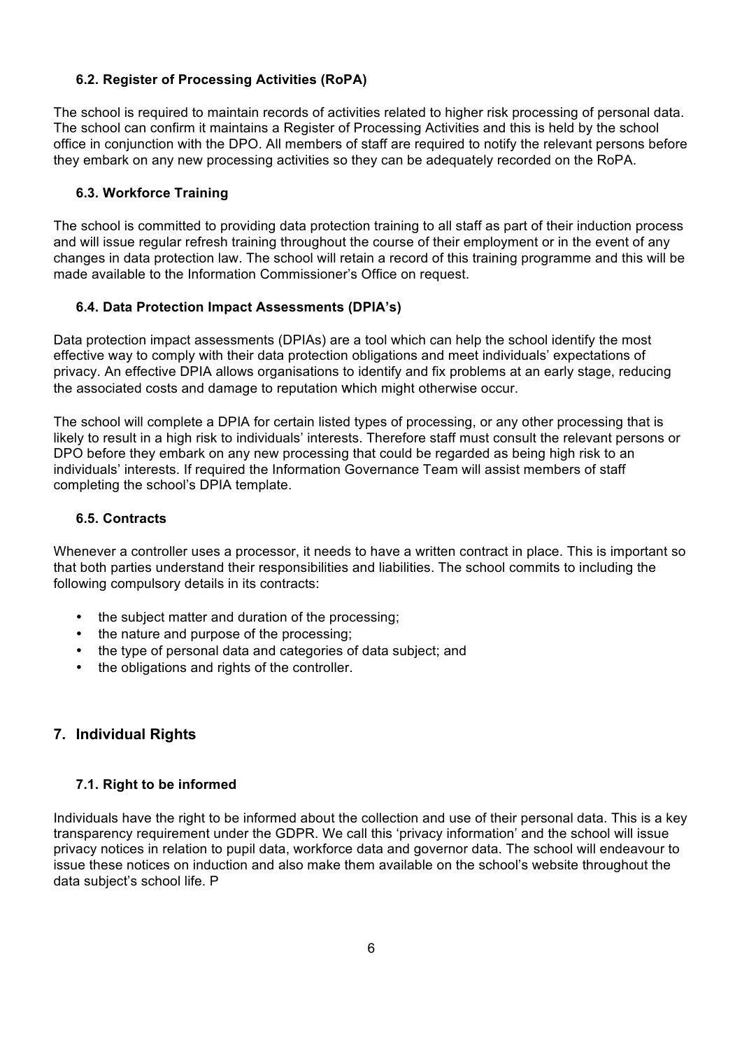### 6.2. Register of Processing Activities (RoPA)

The school is required to maintain records of activities related to higher risk processing of personal data. The school can confirm it maintains a Register of Processing Activities and this is held by the school office in conjunction with the DPO. All members of staff are required to notify the relevant persons before they embark on any new processing activities so they can be adequately recorded on the RoPA.

### 6.3. Workforce Training

The school is committed to providing data protection training to all staff as part of their induction process and will issue regular refresh training throughout the course of their employment or in the event of any changes in data protection law. The school will retain a record of this training programme and this will be made available to the Information Commissioner's Office on request.

### 6.4. Data Protection Impact Assessments (DPIA's)

Data protection impact assessments (DPIAs) are a tool which can help the school identify the most effective way to comply with their data protection obligations and meet individuals' expectations of privacy. An effective DPIA allows organisations to identify and fix problems at an early stage, reducing the associated costs and damage to reputation which might otherwise occur.

The school will complete a DPIA for certain listed types of processing, or any other processing that is likely to result in a high risk to individuals' interests. Therefore staff must consult the relevant persons or DPO before they embark on any new processing that could be regarded as being high risk to an individuals' interests. If required the Information Governance Team will assist members of staff completing the school's DPIA template.

### 6.5. Contracts

Whenever a controller uses a processor, it needs to have a written contract in place. This is important so that both parties understand their responsibilities and liabilities. The school commits to including the following compulsory details in its contracts:

- the subject matter and duration of the processing;
- the nature and purpose of the processing;
- the type of personal data and categories of data subject; and
- the obligations and rights of the controller.

## 7. Individual Rights

### 7.1. Right to be informed

Individuals have the right to be informed about the collection and use of their personal data. This is a key transparency requirement under the GDPR. We call this 'privacy information' and the school will issue privacy notices in relation to pupil data, workforce data and governor data. The school will endeavour to issue these notices on induction and also make them available on the school's website throughout the data subject's school life. P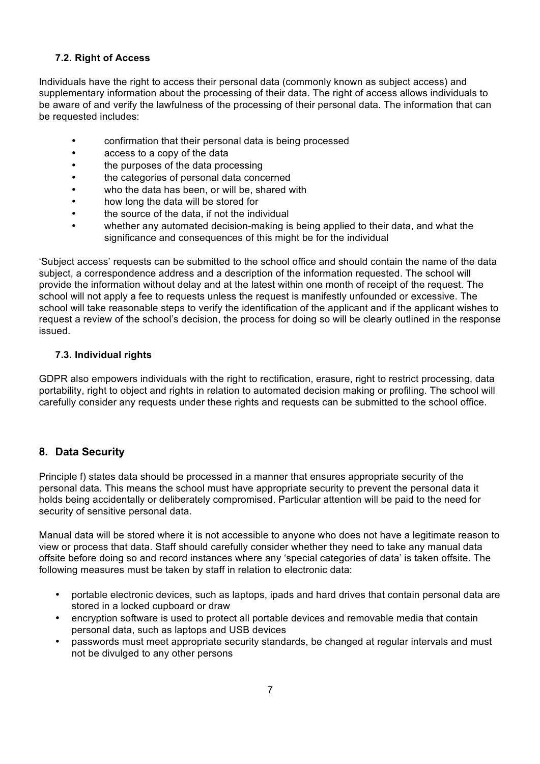### 7.2. Right of Access

Individuals have the right to access their personal data (commonly known as subject access) and supplementary information about the processing of their data. The right of access allows individuals to be aware of and verify the lawfulness of the processing of their personal data. The information that can be requested includes:

- confirmation that their personal data is being processed
- access to a copy of the data
- the purposes of the data processing
- the categories of personal data concerned
- who the data has been, or will be, shared with
- how long the data will be stored for
- the source of the data, if not the individual
- whether any automated decision-making is being applied to their data, and what the significance and consequences of this might be for the individual

'Subject access' requests can be submitted to the school office and should contain the name of the data subject, a correspondence address and a description of the information requested. The school will provide the information without delay and at the latest within one month of receipt of the request. The school will not apply a fee to requests unless the request is manifestly unfounded or excessive. The school will take reasonable steps to verify the identification of the applicant and if the applicant wishes to request a review of the school's decision, the process for doing so will be clearly outlined in the response issued.

### 7.3. Individual rights

GDPR also empowers individuals with the right to rectification, erasure, right to restrict processing, data portability, right to object and rights in relation to automated decision making or profiling. The school will carefully consider any requests under these rights and requests can be submitted to the school office.

## 8. Data Security

Principle f) states data should be processed in a manner that ensures appropriate security of the personal data. This means the school must have appropriate security to prevent the personal data it holds being accidentally or deliberately compromised. Particular attention will be paid to the need for security of sensitive personal data.

Manual data will be stored where it is not accessible to anyone who does not have a legitimate reason to view or process that data. Staff should carefully consider whether they need to take any manual data offsite before doing so and record instances where any 'special categories of data' is taken offsite. The following measures must be taken by staff in relation to electronic data:

- portable electronic devices, such as laptops, ipads and hard drives that contain personal data are stored in a locked cupboard or draw
- encryption software is used to protect all portable devices and removable media that contain personal data, such as laptops and USB devices
- passwords must meet appropriate security standards, be changed at regular intervals and must not be divulged to any other persons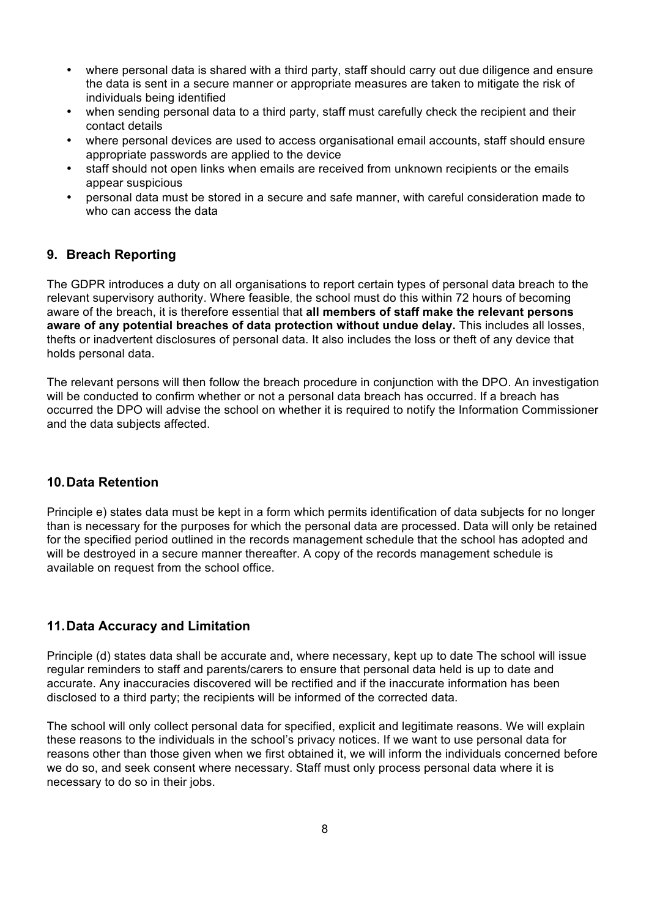- where personal data is shared with a third party, staff should carry out due diligence and ensure the data is sent in a secure manner or appropriate measures are taken to mitigate the risk of individuals being identified
- when sending personal data to a third party, staff must carefully check the recipient and their contact details
- where personal devices are used to access organisational email accounts, staff should ensure appropriate passwords are applied to the device
- staff should not open links when emails are received from unknown recipients or the emails appear suspicious
- personal data must be stored in a secure and safe manner, with careful consideration made to who can access the data

## 9. Breach Reporting

The GDPR introduces a duty on all organisations to report certain types of personal data breach to the relevant supervisory authority. Where feasible, the school must do this within 72 hours of becoming aware of the breach, it is therefore essential that **all members of staff make the relevant persons aware of any potential breaches of data protection without undue delay.** This includes all losses, thefts or inadvertent disclosures of personal data. It also includes the loss or theft of any device that holds personal data.

The relevant persons will then follow the breach procedure in conjunction with the DPO. An investigation will be conducted to confirm whether or not a personal data breach has occurred. If a breach has occurred the DPO will advise the school on whether it is required to notify the Information Commissioner and the data subjects affected.

## 10. Data Retention

Principle e) states data must be kept in a form which permits identification of data subjects for no longer than is necessary for the purposes for which the personal data are processed. Data will only be retained for the specified period outlined in the records management schedule that the school has adopted and will be destroyed in a secure manner thereafter. A copy of the records management schedule is available on request from the school office.

## 11. Data Accuracy and Limitation

Principle (d) states data shall be accurate and, where necessary, kept up to date The school will issue regular reminders to staff and parents/carers to ensure that personal data held is up to date and accurate. Any inaccuracies discovered will be rectified and if the inaccurate information has been disclosed to a third party; the recipients will be informed of the corrected data.

The school will only collect personal data for specified, explicit and legitimate reasons. We will explain these reasons to the individuals in the school's privacy notices. If we want to use personal data for reasons other than those given when we first obtained it, we will inform the individuals concerned before we do so, and seek consent where necessary. Staff must only process personal data where it is necessary to do so in their jobs.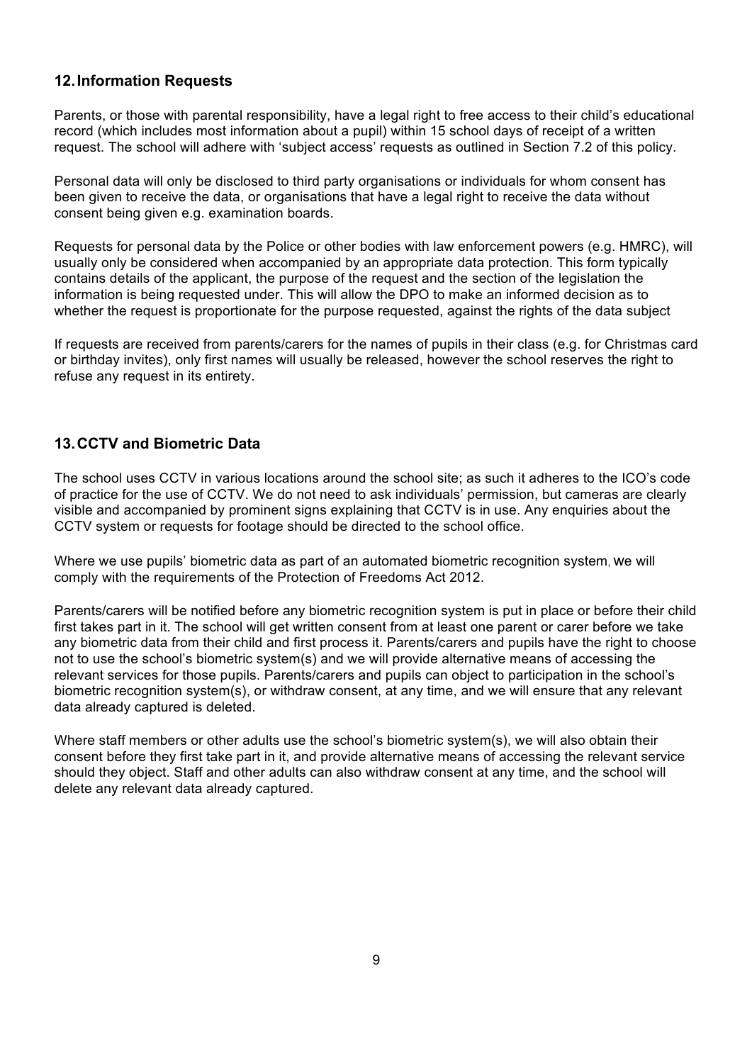## 12. Information Requests

Parents, or those with parental responsibility, have a legal right to free access to their child's educational record (which includes most information about a pupil) within 15 school days of receipt of a written request. The school will adhere with 'subject access' requests as outlined in Section 7.2 of this policy.

Personal data will only be disclosed to third party organisations or individuals for whom consent has been given to receive the data, or organisations that have a legal right to receive the data without consent being given e.g. examination boards.

Requests for personal data by the Police or other bodies with law enforcement powers (e.g. HMRC), will usually only be considered when accompanied by an appropriate data protection. This form typically contains details of the applicant, the purpose of the request and the section of the legislation the information is being requested under. This will allow the DPO to make an informed decision as to whether the request is proportionate for the purpose requested, against the rights of the data subject

If requests are received from parents/carers for the names of pupils in their class (e.g. for Christmas card or birthday invites), only first names will usually be released, however the school reserves the right to refuse any request in its entirety.

## 13. CCTV and Biometric Data

The school uses CCTV in various locations around the school site; as such it adheres to the ICO's code of practice for the use of CCTV. We do not need to ask individuals' permission, but cameras are clearly visible and accompanied by prominent signs explaining that CCTV is in use. Any enquiries about the CCTV system or requests for footage should be directed to the school office.

Where we use pupils' biometric data as part of an automated biometric recognition system, we will comply with the requirements of the Protection of Freedoms Act 2012.

Parents/carers will be notified before any biometric recognition system is put in place or before their child first takes part in it. The school will get written consent from at least one parent or carer before we take any biometric data from their child and first process it. Parents/carers and pupils have the right to choose not to use the school's biometric system(s) and we will provide alternative means of accessing the relevant services for those pupils. Parents/carers and pupils can object to participation in the school's biometric recognition system(s), or withdraw consent, at any time, and we will ensure that any relevant data already captured is deleted.

Where staff members or other adults use the school's biometric system(s), we will also obtain their consent before they first take part in it, and provide alternative means of accessing the relevant service should they object. Staff and other adults can also withdraw consent at any time, and the school will delete any relevant data already captured.